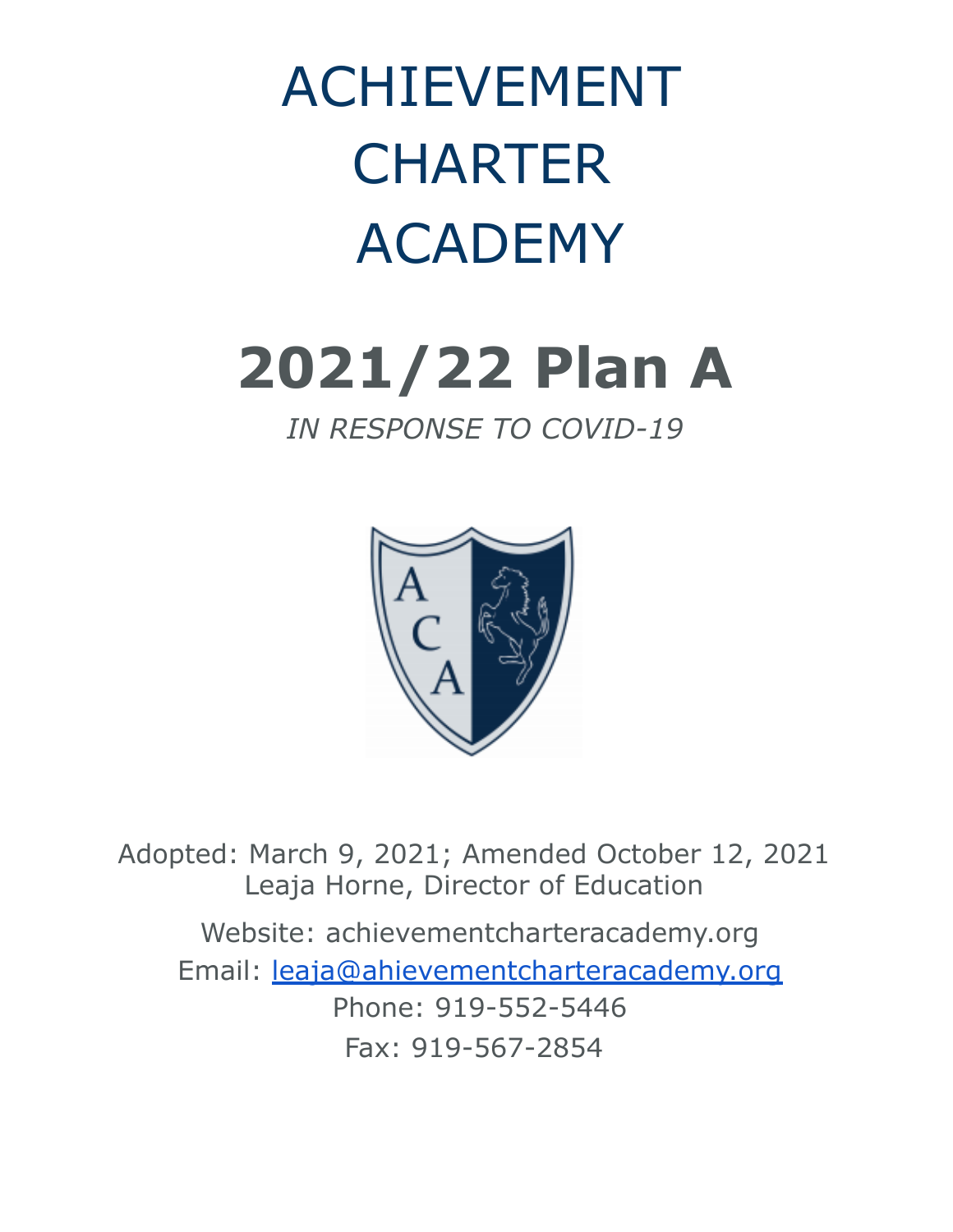# ACHIEVEMENT CHARTER ACADEMY

# 2021/22 Plan A

*IN RESPONSE TO COVID-19*

Adopted: March 9, 2021; Amended October 12, 2021
Leaja Horne, Director of Education

Website: achievementcharteracademy.org

Email: leaja@ahievementcharteracademy.org

Phone: 919-552-5446

Fax: 919-567-2854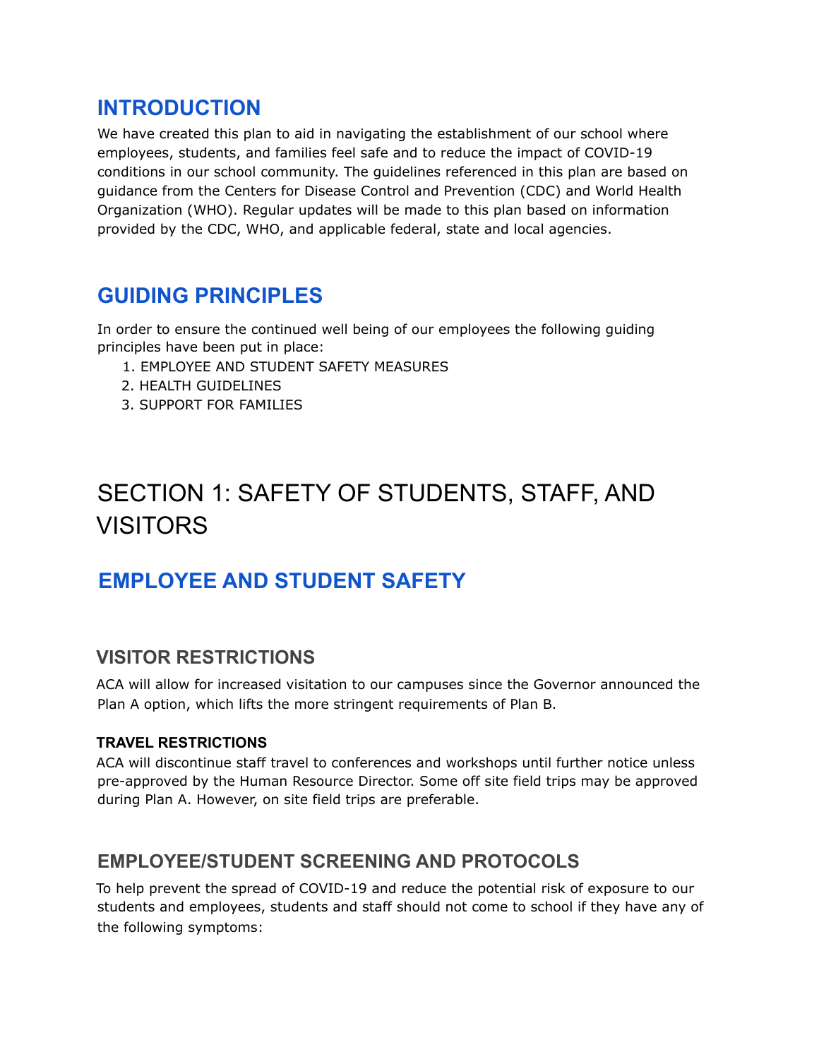## INTRODUCTION

We have created this plan to aid in navigating the establishment of our school where employees, students, and families feel safe and to reduce the impact of COVID-19 conditions in our school community. The guidelines referenced in this plan are based on guidance from the Centers for Disease Control and Prevention (CDC) and World Health Organization (WHO). Regular updates will be made to this plan based on information provided by the CDC, WHO, and applicable federal, state and local agencies.

## GUIDING PRINCIPLES

In order to ensure the continued well being of our employees the following guiding principles have been put in place:

1. EMPLOYEE AND STUDENT SAFETY MEASURES
2. HEALTH GUIDELINES
3. SUPPORT FOR FAMILIES

# SECTION 1: SAFETY OF STUDENTS, STAFF, AND VISITORS

## EMPLOYEE AND STUDENT SAFETY

### VISITOR RESTRICTIONS

ACA will allow for increased visitation to our campuses since the Governor announced the Plan A option, which lifts the more stringent requirements of Plan B.

#### TRAVEL RESTRICTIONS

ACA will discontinue staff travel to conferences and workshops until further notice unless pre-approved by the Human Resource Director. Some off site field trips may be approved during Plan A. However, on site field trips are preferable.

### EMPLOYEE/STUDENT SCREENING AND PROTOCOLS

To help prevent the spread of COVID-19 and reduce the potential risk of exposure to our students and employees, students and staff should not come to school if they have any of the following symptoms: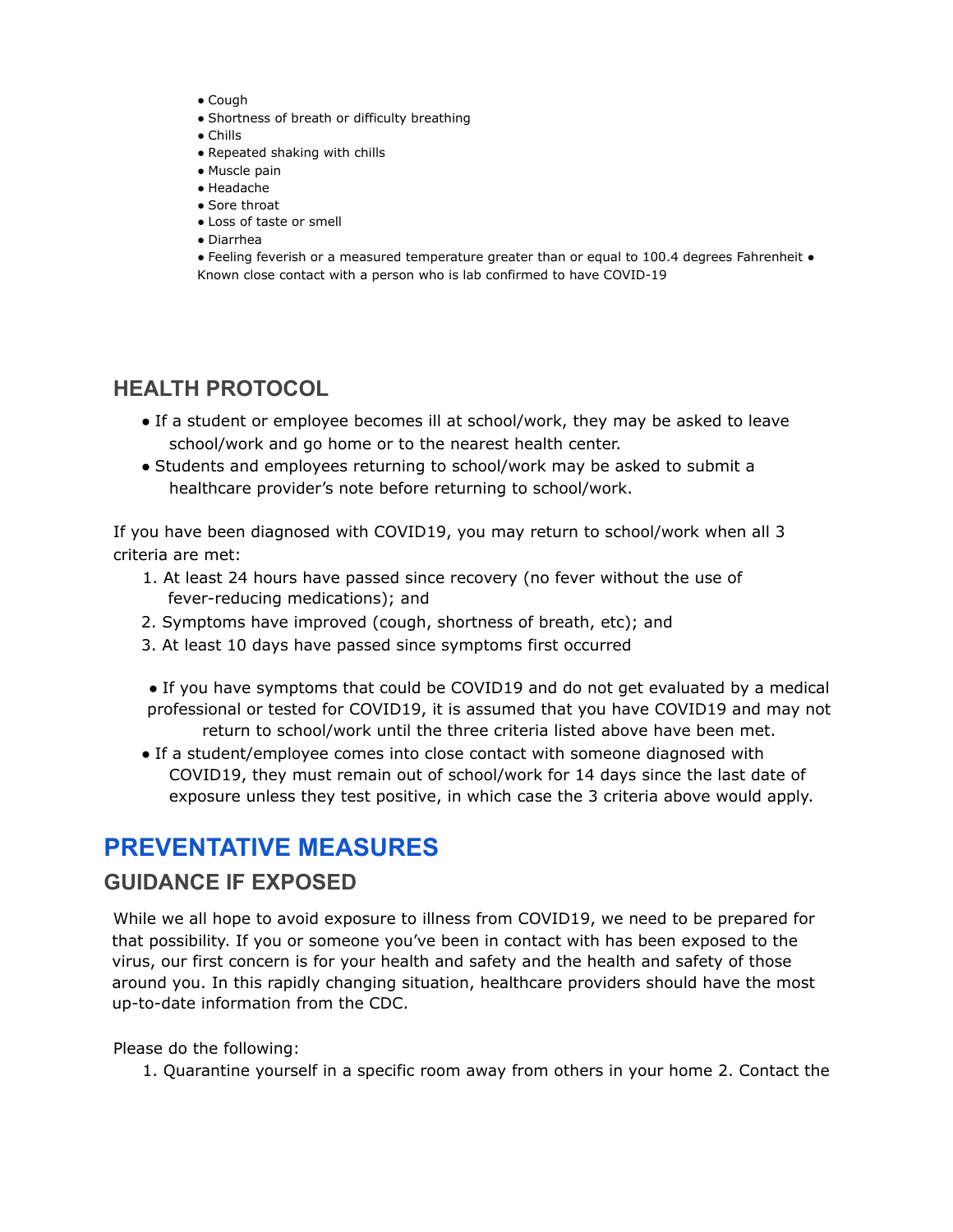- Cough
- Shortness of breath or difficulty breathing
- Chills
- Repeated shaking with chills
- Muscle pain
- Headache
- Sore throat
- Loss of taste or smell
- Diarrhea
- Feeling feverish or a measured temperature greater than or equal to 100.4 degrees Fahrenheit
- Known close contact with a person who is lab confirmed to have COVID-19

## HEALTH PROTOCOL

- If a student or employee becomes ill at school/work, they may be asked to leave school/work and go home or to the nearest health center.
- Students and employees returning to school/work may be asked to submit a healthcare provider's note before returning to school/work.

If you have been diagnosed with COVID19, you may return to school/work when all 3 criteria are met:

1. At least 24 hours have passed since recovery (no fever without the use of fever-reducing medications); and
2. Symptoms have improved (cough, shortness of breath, etc); and
3. At least 10 days have passed since symptoms first occurred

- If you have symptoms that could be COVID19 and do not get evaluated by a medical professional or tested for COVID19, it is assumed that you have COVID19 and may not return to school/work until the three criteria listed above have been met.
- If a student/employee comes into close contact with someone diagnosed with COVID19, they must remain out of school/work for 14 days since the last date of exposure unless they test positive, in which case the 3 criteria above would apply.

# PREVENTATIVE MEASURES

## GUIDANCE IF EXPOSED

While we all hope to avoid exposure to illness from COVID19, we need to be prepared for that possibility. If you or someone you've been in contact with has been exposed to the virus, our first concern is for your health and safety and the health and safety of those around you. In this rapidly changing situation, healthcare providers should have the most up-to-date information from the CDC.

Please do the following:

1. Quarantine yourself in a specific room away from others in your home
2. Contact the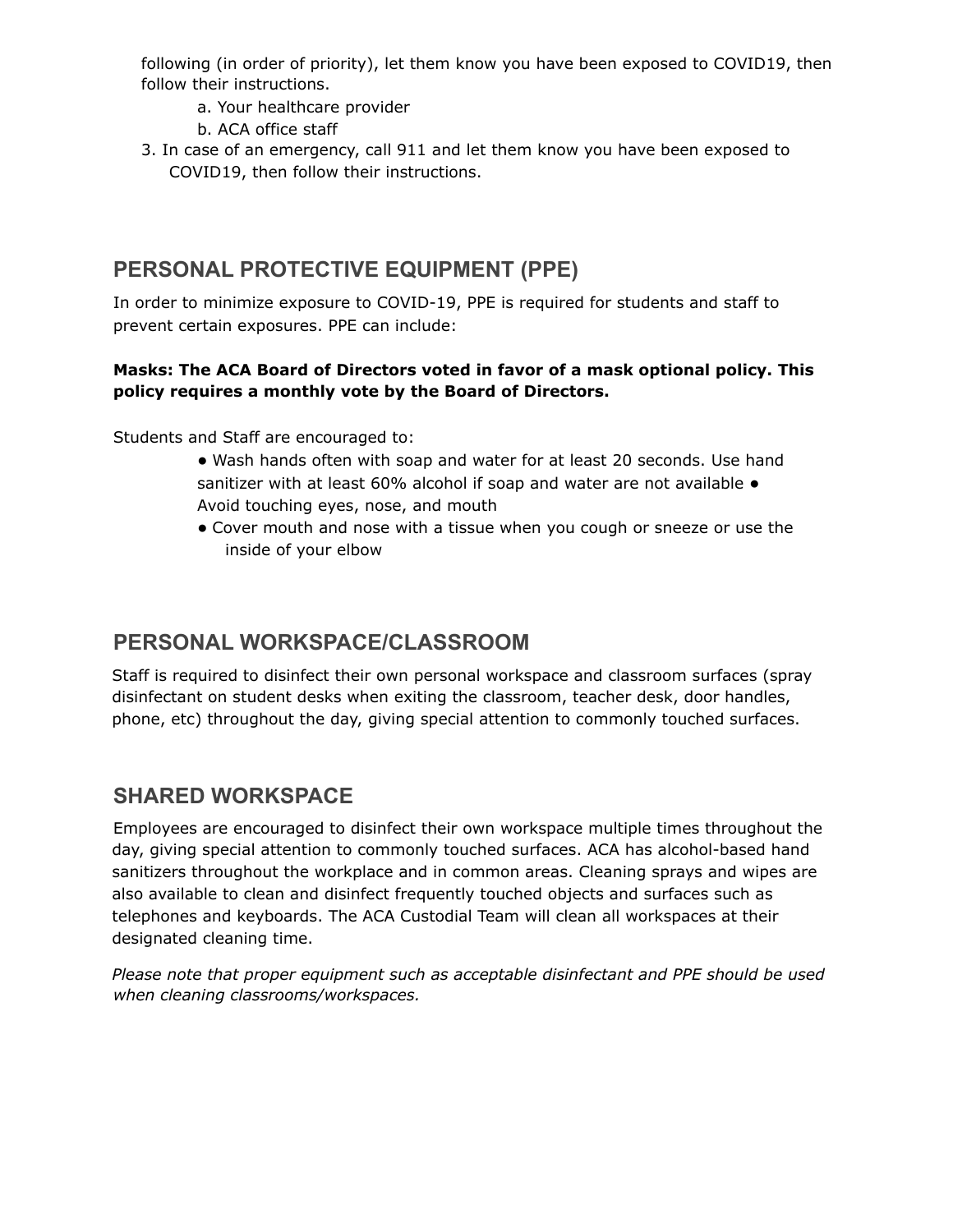following (in order of priority), let them know you have been exposed to COVID19, then follow their instructions.

a. Your healthcare provider
b. ACA office staff

3. In case of an emergency, call 911 and let them know you have been exposed to COVID19, then follow their instructions.

## PERSONAL PROTECTIVE EQUIPMENT (PPE)

In order to minimize exposure to COVID-19, PPE is required for students and staff to prevent certain exposures. PPE can include:

**Masks: The ACA Board of Directors voted in favor of a mask optional policy. This policy requires a monthly vote by the Board of Directors.**

Students and Staff are encouraged to:

- Wash hands often with soap and water for at least 20 seconds. Use hand sanitizer with at least 60% alcohol if soap and water are not available
- Avoid touching eyes, nose, and mouth
- Cover mouth and nose with a tissue when you cough or sneeze or use the inside of your elbow

## PERSONAL WORKSPACE/CLASSROOM

Staff is required to disinfect their own personal workspace and classroom surfaces (spray disinfectant on student desks when exiting the classroom, teacher desk, door handles, phone, etc) throughout the day, giving special attention to commonly touched surfaces.

## SHARED WORKSPACE

Employees are encouraged to disinfect their own workspace multiple times throughout the day, giving special attention to commonly touched surfaces. ACA has alcohol-based hand sanitizers throughout the workplace and in common areas. Cleaning sprays and wipes are also available to clean and disinfect frequently touched objects and surfaces such as telephones and keyboards. The ACA Custodial Team will clean all workspaces at their designated cleaning time.

*Please note that proper equipment such as acceptable disinfectant and PPE should be used when cleaning classrooms/workspaces.*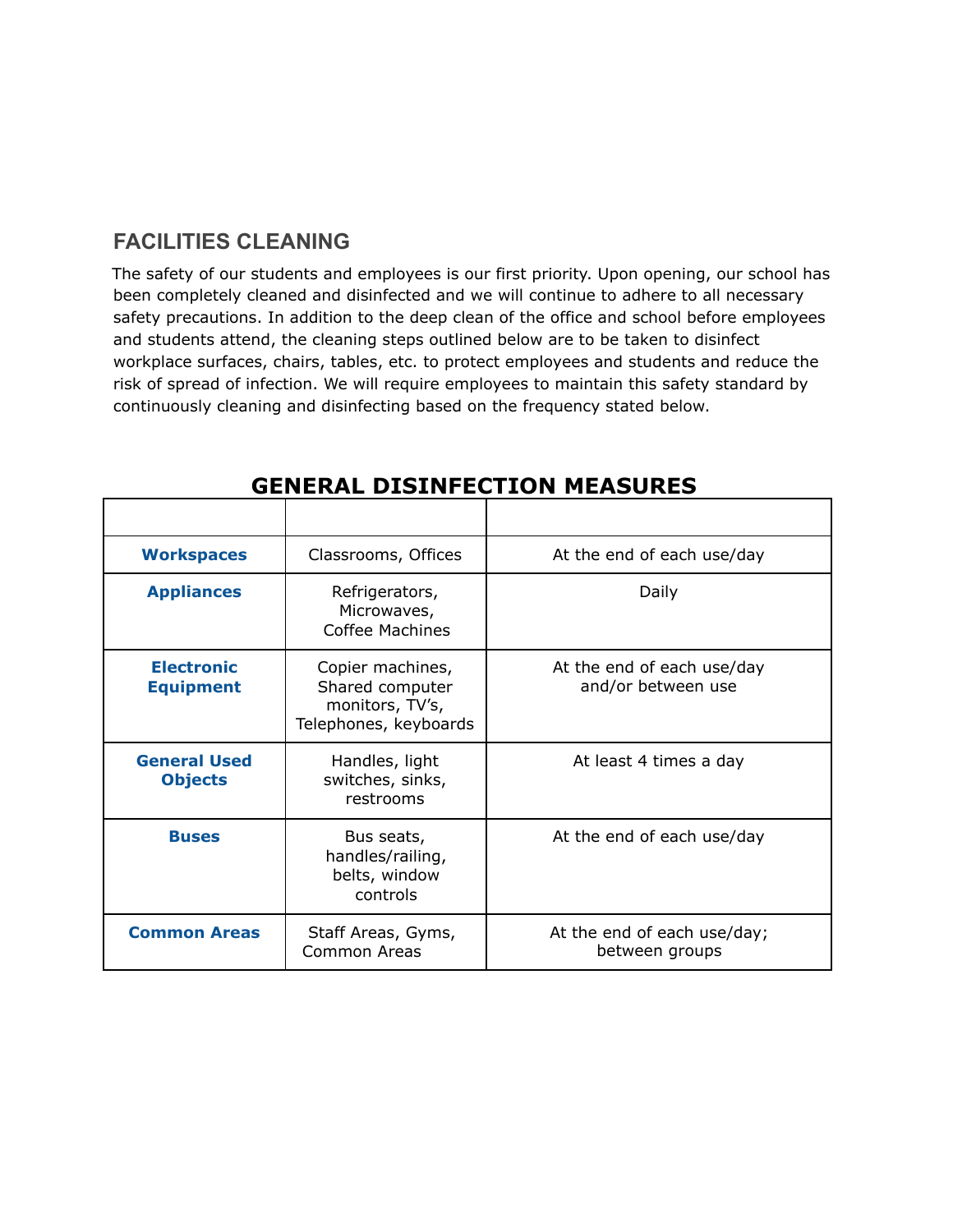## FACILITIES CLEANING

The safety of our students and employees is our first priority. Upon opening, our school has been completely cleaned and disinfected and we will continue to adhere to all necessary safety precautions. In addition to the deep clean of the office and school before employees and students attend, the cleaning steps outlined below are to be taken to disinfect workplace surfaces, chairs, tables, etc. to protect employees and students and reduce the risk of spread of infection. We will require employees to maintain this safety standard by continuously cleaning and disinfecting based on the frequency stated below.

### GENERAL DISINFECTION MEASURES

| | | |
|---|---|---|
| **Workspaces** | Classrooms, Offices | At the end of each use/day |
| **Appliances** | Refrigerators, Microwaves, Coffee Machines | Daily |
| **Electronic Equipment** | Copier machines, Shared computer monitors, TV's, Telephones, keyboards | At the end of each use/day and/or between use |
| **General Used Objects** | Handles, light switches, sinks, restrooms | At least 4 times a day |
| **Buses** | Bus seats, handles/railing, belts, window controls | At the end of each use/day |
| **Common Areas** | Staff Areas, Gyms, Common Areas | At the end of each use/day; between groups |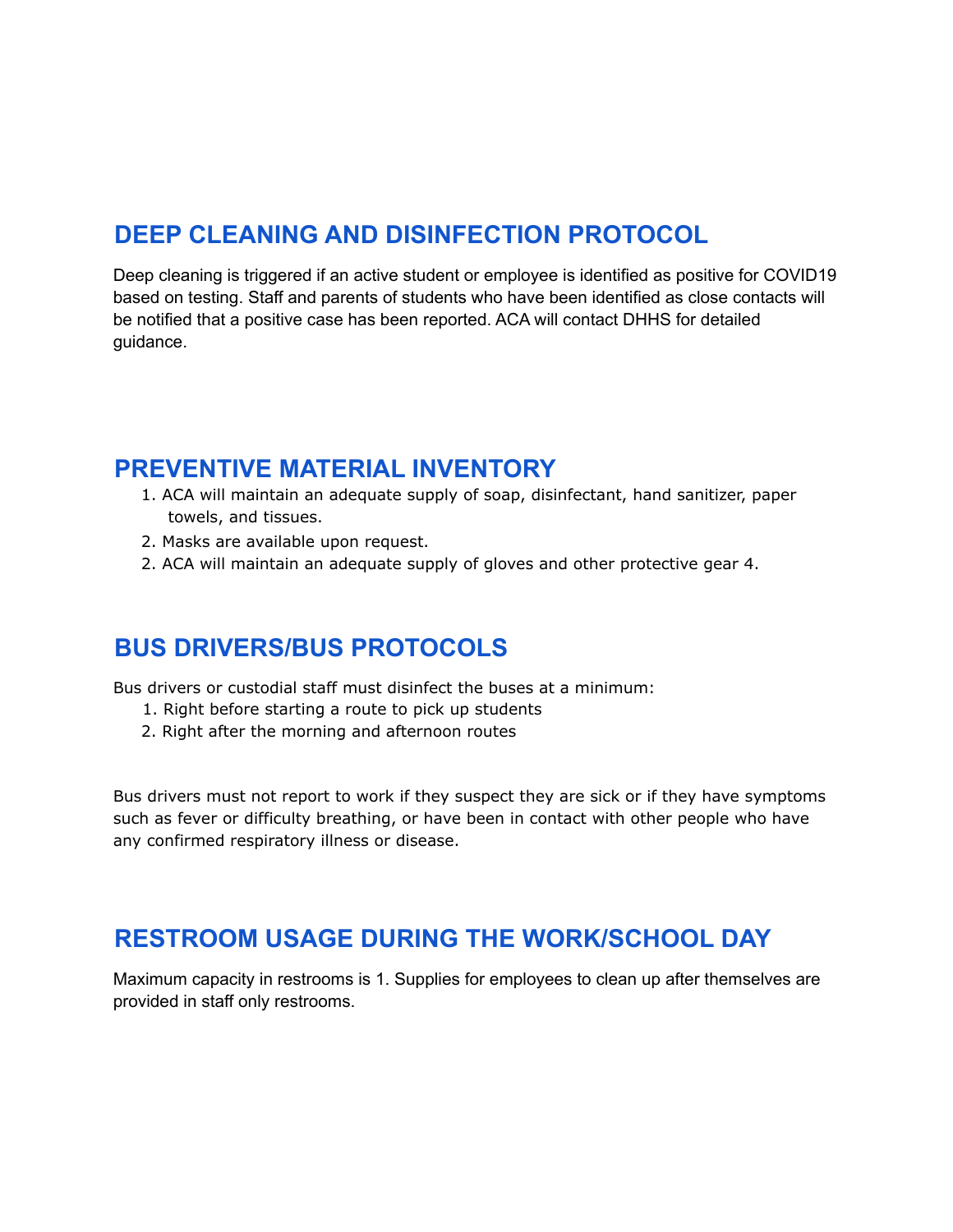## DEEP CLEANING AND DISINFECTION PROTOCOL

Deep cleaning is triggered if an active student or employee is identified as positive for COVID19 based on testing. Staff and parents of students who have been identified as close contacts will be notified that a positive case has been reported. ACA will contact DHHS for detailed guidance.

## PREVENTIVE MATERIAL INVENTORY

1. ACA will maintain an adequate supply of soap, disinfectant, hand sanitizer, paper towels, and tissues.
2. Masks are available upon request.
2. ACA will maintain an adequate supply of gloves and other protective gear 4.

## BUS DRIVERS/BUS PROTOCOLS

Bus drivers or custodial staff must disinfect the buses at a minimum:

1. Right before starting a route to pick up students
2. Right after the morning and afternoon routes

Bus drivers must not report to work if they suspect they are sick or if they have symptoms such as fever or difficulty breathing, or have been in contact with other people who have any confirmed respiratory illness or disease.

## RESTROOM USAGE DURING THE WORK/SCHOOL DAY

Maximum capacity in restrooms is 1. Supplies for employees to clean up after themselves are provided in staff only restrooms.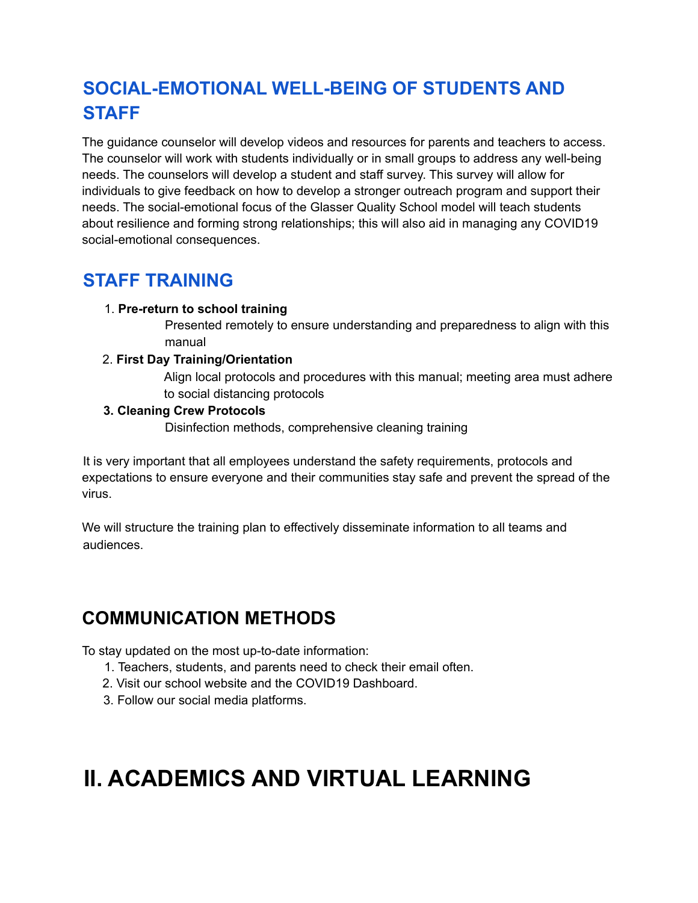## SOCIAL-EMOTIONAL WELL-BEING OF STUDENTS AND STAFF

The guidance counselor will develop videos and resources for parents and teachers to access. The counselor will work with students individually or in small groups to address any well-being needs. The counselors will develop a student and staff survey. This survey will allow for individuals to give feedback on how to develop a stronger outreach program and support their needs. The social-emotional focus of the Glasser Quality School model will teach students about resilience and forming strong relationships; this will also aid in managing any COVID19 social-emotional consequences.

## STAFF TRAINING

1. **Pre-return to school training**
   Presented remotely to ensure understanding and preparedness to align with this manual
2. **First Day Training/Orientation**
   Align local protocols and procedures with this manual; meeting area must adhere to social distancing protocols
3. **Cleaning Crew Protocols**
   Disinfection methods, comprehensive cleaning training

It is very important that all employees understand the safety requirements, protocols and expectations to ensure everyone and their communities stay safe and prevent the spread of the virus.

We will structure the training plan to effectively disseminate information to all teams and audiences.

## COMMUNICATION METHODS

To stay updated on the most up-to-date information:

1. Teachers, students, and parents need to check their email often.
2. Visit our school website and the COVID19 Dashboard.
3. Follow our social media platforms.

# II. ACADEMICS AND VIRTUAL LEARNING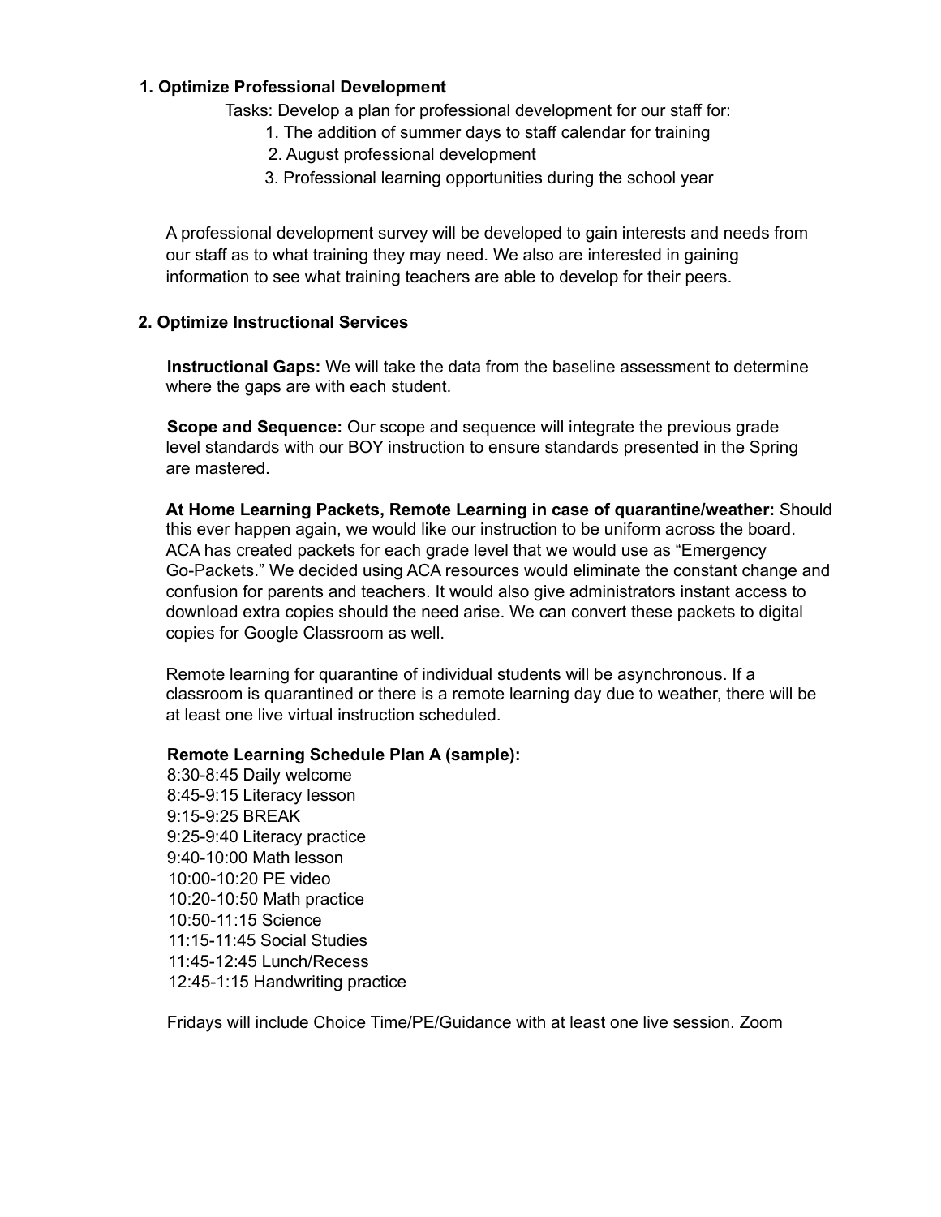## 1. Optimize Professional Development

Tasks: Develop a plan for professional development for our staff for:

1. The addition of summer days to staff calendar for training
2. August professional development
3. Professional learning opportunities during the school year

A professional development survey will be developed to gain interests and needs from our staff as to what training they may need. We also are interested in gaining information to see what training teachers are able to develop for their peers.

## 2. Optimize Instructional Services

**Instructional Gaps:** We will take the data from the baseline assessment to determine where the gaps are with each student.

**Scope and Sequence:** Our scope and sequence will integrate the previous grade level standards with our BOY instruction to ensure standards presented in the Spring are mastered.

**At Home Learning Packets, Remote Learning in case of quarantine/weather:** Should this ever happen again, we would like our instruction to be uniform across the board. ACA has created packets for each grade level that we would use as "Emergency Go-Packets." We decided using ACA resources would eliminate the constant change and confusion for parents and teachers. It would also give administrators instant access to download extra copies should the need arise. We can convert these packets to digital copies for Google Classroom as well.

Remote learning for quarantine of individual students will be asynchronous. If a classroom is quarantined or there is a remote learning day due to weather, there will be at least one live virtual instruction scheduled.

**Remote Learning Schedule Plan A (sample):**

8:30-8:45 Daily welcome
8:45-9:15 Literacy lesson
9:15-9:25 BREAK
9:25-9:40 Literacy practice
9:40-10:00 Math lesson
10:00-10:20 PE video
10:20-10:50 Math practice
10:50-11:15 Science
11:15-11:45 Social Studies
11:45-12:45 Lunch/Recess
12:45-1:15 Handwriting practice

Fridays will include Choice Time/PE/Guidance with at least one live session. Zoom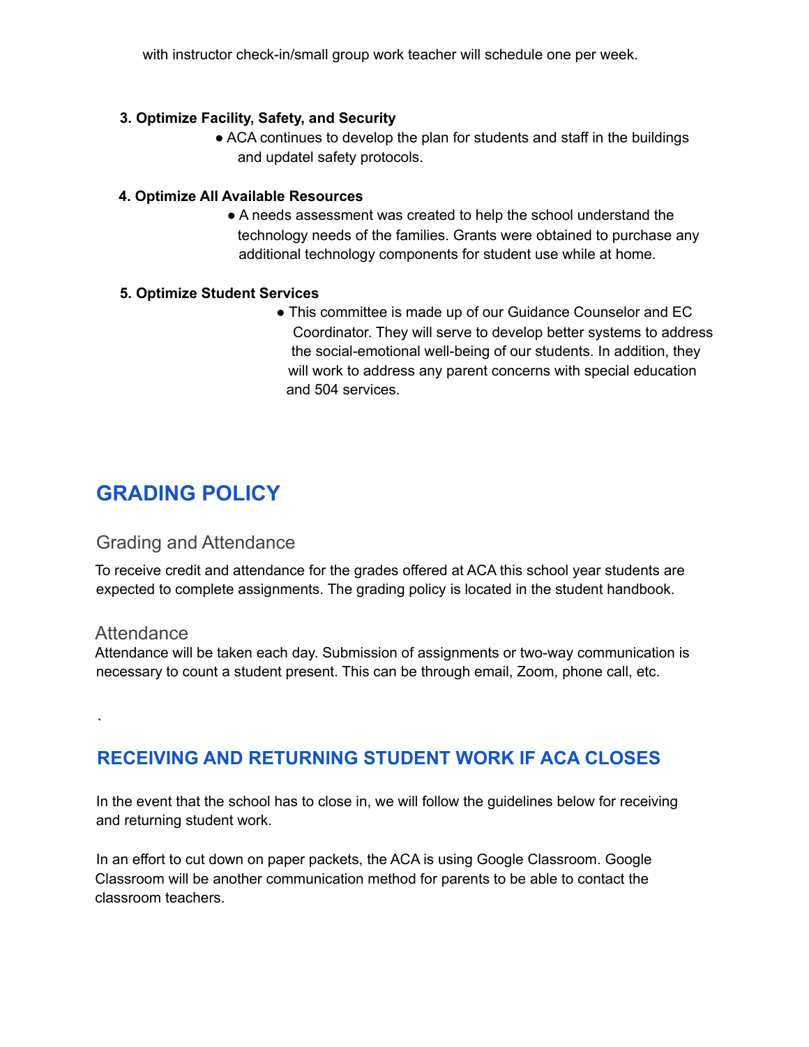with instructor check-in/small group work teacher will schedule one per week.

3. **Optimize Facility, Safety, and Security**
   - ACA continues to develop the plan for students and staff in the buildings and updatel safety protocols.

4. **Optimize All Available Resources**
   - A needs assessment was created to help the school understand the technology needs of the families. Grants were obtained to purchase any additional technology components for student use while at home.

5. **Optimize Student Services**
   - This committee is made up of our Guidance Counselor and EC Coordinator. They will serve to develop better systems to address the social-emotional well-being of our students. In addition, they will work to address any parent concerns with special education and 504 services.

## GRADING POLICY

### Grading and Attendance

To receive credit and attendance for the grades offered at ACA this school year students are expected to complete assignments. The grading policy is located in the student handbook.

### Attendance

Attendance will be taken each day. Submission of assignments or two-way communication is necessary to count a student present. This can be through email, Zoom, phone call, etc.

.

## RECEIVING AND RETURNING STUDENT WORK IF ACA CLOSES

In the event that the school has to close in, we will follow the guidelines below for receiving and returning student work.

In an effort to cut down on paper packets, the ACA is using Google Classroom. Google Classroom will be another communication method for parents to be able to contact the classroom teachers.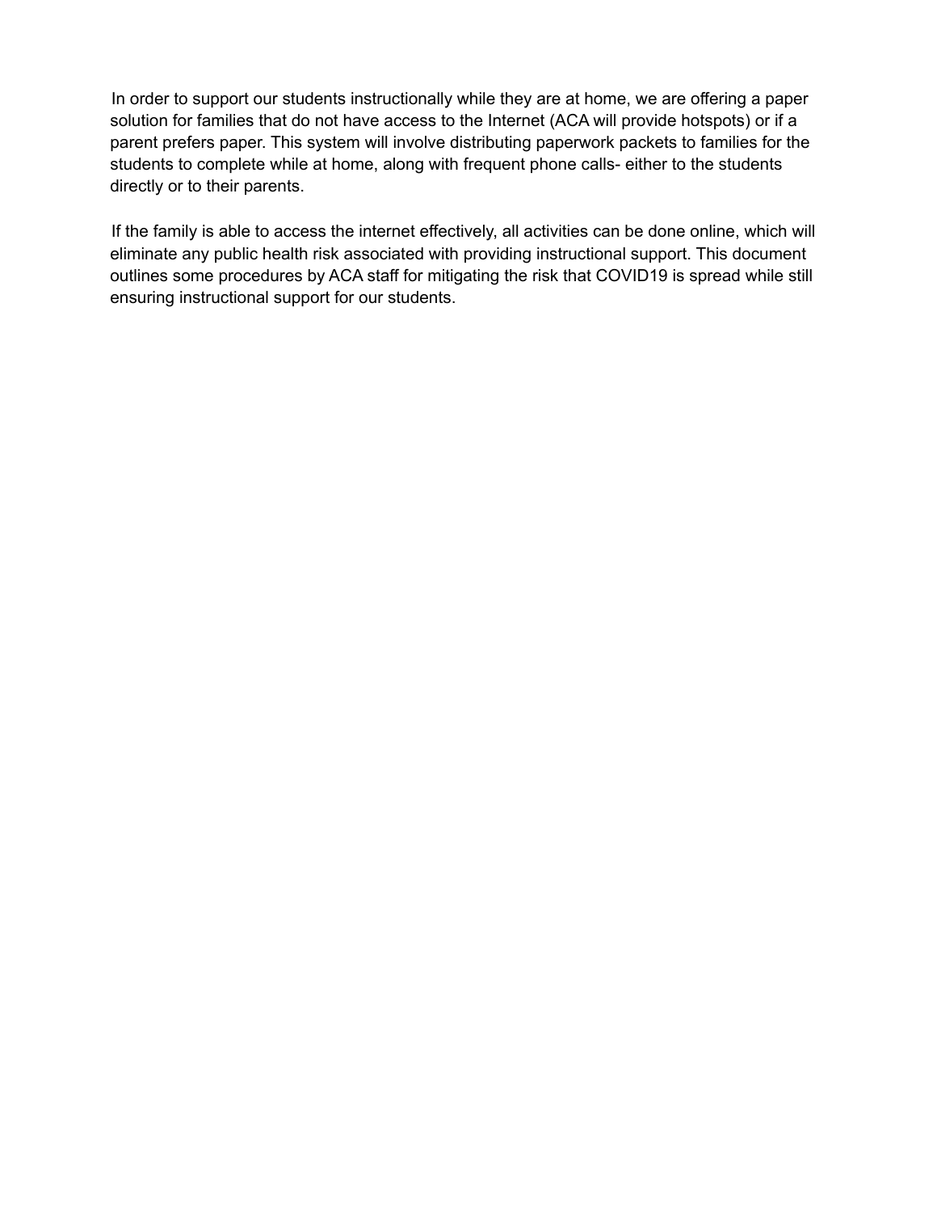In order to support our students instructionally while they are at home, we are offering a paper solution for families that do not have access to the Internet (ACA will provide hotspots) or if a parent prefers paper. This system will involve distributing paperwork packets to families for the students to complete while at home, along with frequent phone calls- either to the students directly or to their parents.

If the family is able to access the internet effectively, all activities can be done online, which will eliminate any public health risk associated with providing instructional support. This document outlines some procedures by ACA staff for mitigating the risk that COVID19 is spread while still ensuring instructional support for our students.